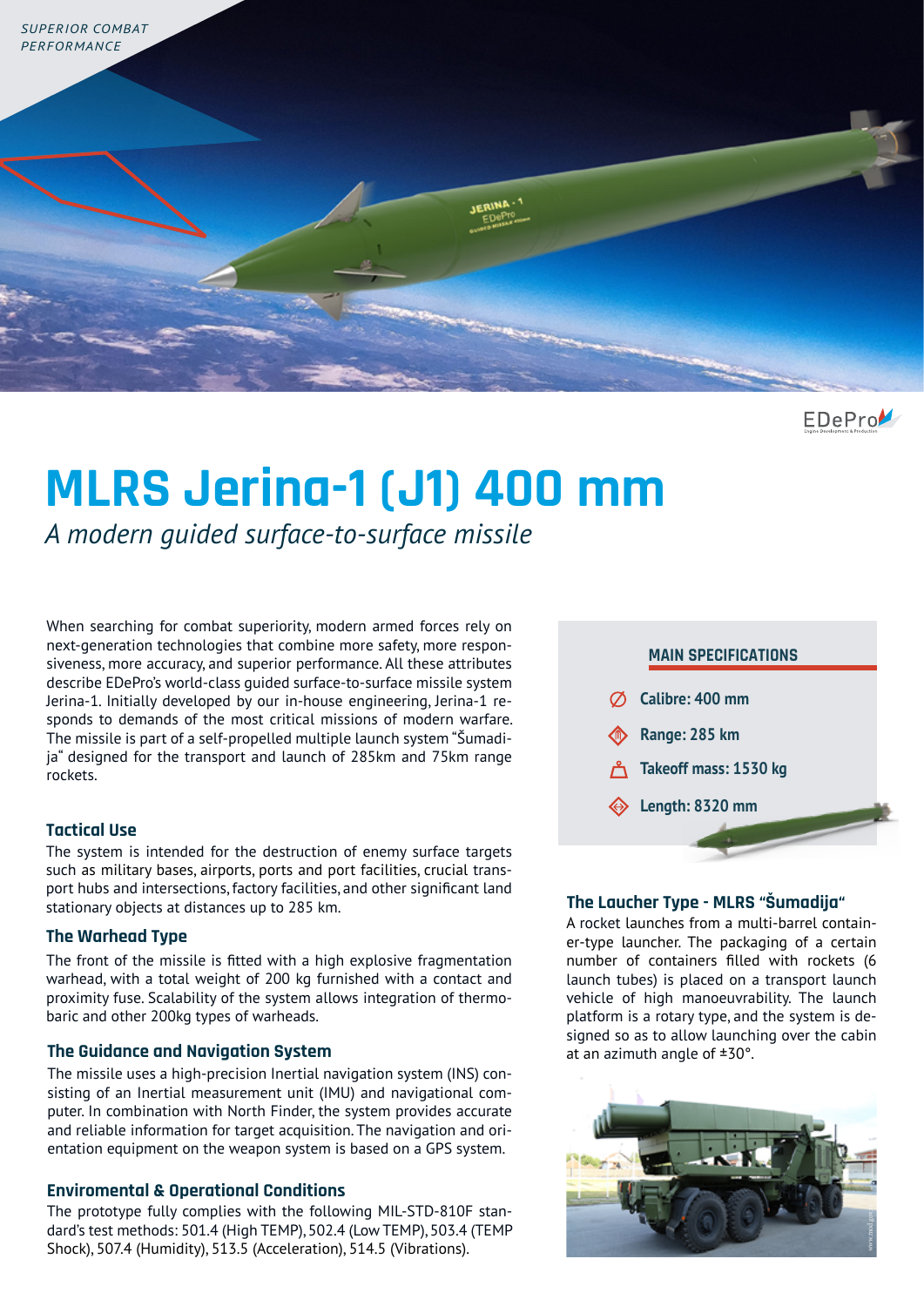SUPERIOR COMBAT PERFORMANCE

# MLRS Jerina-1 (J1) 400 mm

*A modern guided surface-to-surface missile*

When searching for combat superiority, modern armed forces rely on next-generation technologies that combine more safety, more responsiveness, more accuracy, and superior performance. All these attributes describe EDePro's world-class guided surface-to-surface missile system Jerina-1. Initially developed by our in-house engineering, Jerina-1 responds to demands of the most critical missions of modern warfare. The missile is part of a self-propelled multiple launch system "Šumadija" designed for the transport and launch of 285km and 75km range rockets.

### Tactical Use

The system is intended for the destruction of enemy surface targets such as military bases, airports, ports and port facilities, crucial transport hubs and intersections, factory facilities, and other significant land stationary objects at distances up to 285 km.

### The Warhead Type

The front of the missile is fitted with a high explosive fragmentation warhead, with a total weight of 200 kg furnished with a contact and proximity fuse. Scalability of the system allows integration of thermobaric and other 200kg types of warheads.

### The Guidance and Navigation System

The missile uses a high-precision Inertial navigation system (INS) consisting of an Inertial measurement unit (IMU) and navigational computer. In combination with North Finder, the system provides accurate and reliable information for target acquisition. The navigation and orientation equipment on the weapon system is based on a GPS system.

### Enviromental & Operational Conditions

The prototype fully complies with the following MIL-STD-810F standard's test methods: 501.4 (High TEMP), 502.4 (Low TEMP), 503.4 (TEMP Shock), 507.4 (Humidity), 513.5 (Acceleration), 514.5 (Vibrations).

### MAIN SPECIFICATIONS

- **Calibre: 400 mm**
- **Range: 285 km**
- **Takeoff mass: 1530 kg**
- **Length: 8320 mm**

### The Laucher Type - MLRS "Šumadija"

A rocket launches from a multi-barrel container-type launcher. The packaging of a certain number of containers filled with rockets (6 launch tubes) is placed on a transport launch vehicle of high manoeuvrability. The launch platform is a rotary type, and the system is designed so as to allow launching over the cabin at an azimuth angle of ±30°.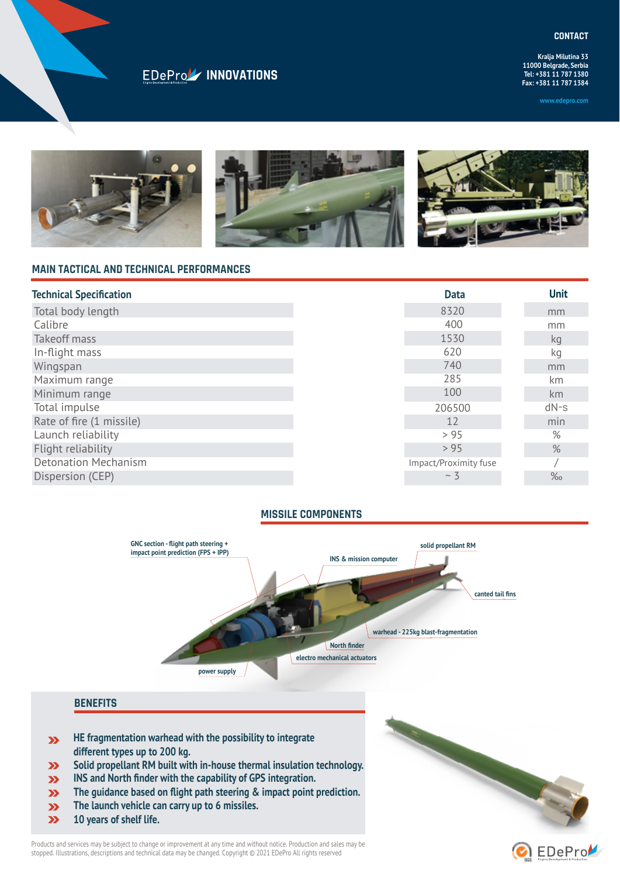EDePro INNOVATIONS

**CONTACT**

Kralja Milutina 33
11000 Belgrade, Serbia
Tel: +381 11 787 1380
Fax: +381 11 787 1384

www.edepro.com

## MAIN TACTICAL AND TECHNICAL PERFORMANCES

| Technical Specification | Data | Unit |
|---|---|---|
| Total body length | 8320 | mm |
| Calibre | 400 | mm |
| Takeoff mass | 1530 | kg |
| In-flight mass | 620 | kg |
| Wingspan | 740 | mm |
| Maximum range | 285 | km |
| Minimum range | 100 | km |
| Total impulse | 206500 | dN-s |
| Rate of fire (1 missile) | 12 | min |
| Launch reliability | > 95 | % |
| Flight reliability | > 95 | % |
| Detonation Mechanism | Impact/Proximity fuse | / |
| Dispersion (CEP) | ~ 3 | ‰ |

## MISSILE COMPONENTS

GNC section - flight path steering + impact point prediction (FPS + IPP)

INS & mission computer

solid propellant RM

canted tail fins

warhead - 225kg blast-fragmentation

North finder

electro mechanical actuators

power supply

## BENEFITS

- HE fragmentation warhead with the possibility to integrate different types up to 200 kg.
- Solid propellant RM built with in-house thermal insulation technology.
- INS and North finder with the capability of GPS integration.
- The guidance based on flight path steering & impact point prediction.
- The launch vehicle can carry up to 6 missiles.
- 10 years of shelf life.

Products and services may be subject to change or improvement at any time and without notice. Production and sales may be stopped. Illustrations, descriptions and technical data may be changed. Copyright © 2021 EDePro All rights reserved